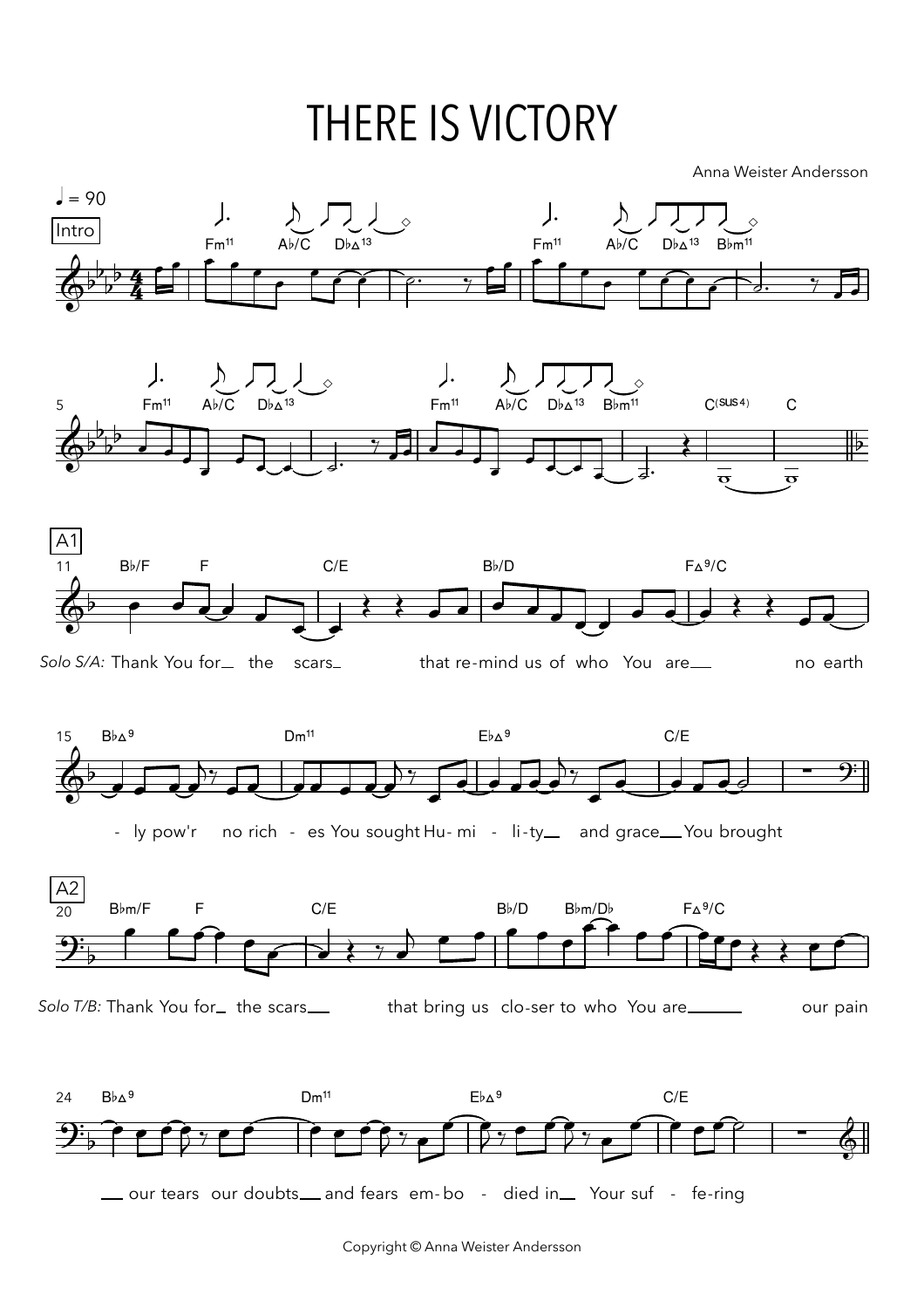# THERE IS VICTORY

Anna Weister Andersson

♩ = 90

Intro

Fm11 A♭/C D♭Δ13 Fm11 A♭/C D♭Δ13 B♭m11

Fm11 A♭/C D♭Δ13 Fm11 A♭/C D♭Δ13 B♭m11 C(sus4) C

A1

B♭/F F C/E B♭/D FΔ9/C

*Solo S/A:* Thank You for the scars that re-mind us of who You are no earth

B♭Δ9 Dm11 E♭Δ9 C/E

-ly pow'r no rich - es You sought Hu- mi - li-ty and grace You brought

A2

B♭m/F F C/E B♭/D B♭m/D♭ FΔ9/C

*Solo T/B:* Thank You for the scars that bring us clo-ser to who You are our pain

B♭Δ9 Dm11 E♭Δ9 C/E

our tears our doubts and fears em- bo - died in Your suf - fe-ring

Copyright © Anna Weister Andersson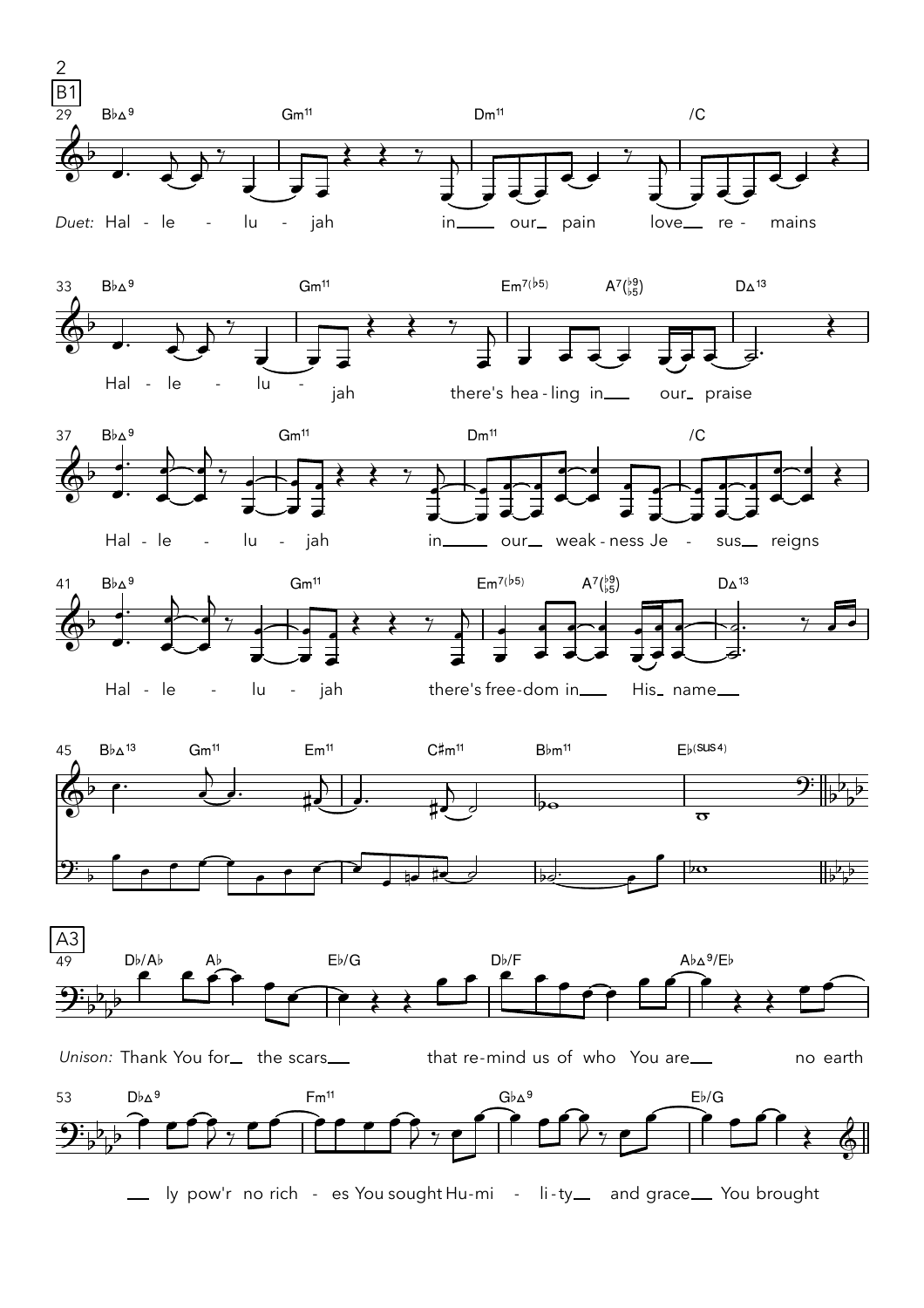B1

29 B♭Δ9 Gm11 Dm11 /C

*Duet:* Hal - le - lu - jah in our pain love re - mains

33 B♭Δ9 Gm11 Em7(♭5) A7(♭9 ♭5) DΔ13

Hal - le - lu - jah there's hea - ling in our praise

37 B♭Δ9 Gm11 Dm11 /C

Hal - le - lu - jah in our weak - ness Je - sus reigns

41 B♭Δ9 Gm11 Em7(♭5) A7(♭9 ♭5) DΔ13

Hal - le - lu - jah there's free-dom in His name

45 B♭Δ13 Gm11 Em11 C♯m11 B♭m11 E♭(sus4)

A3

49 D♭/A♭ A♭ E♭/G D♭/F A♭Δ9/E♭

*Unison:* Thank You for the scars that re-mind us of who You are no earth

53 D♭Δ9 Fm11 G♭Δ9 E♭/G

ly pow'r no rich - es You sought Hu-mi - li-ty and grace You brought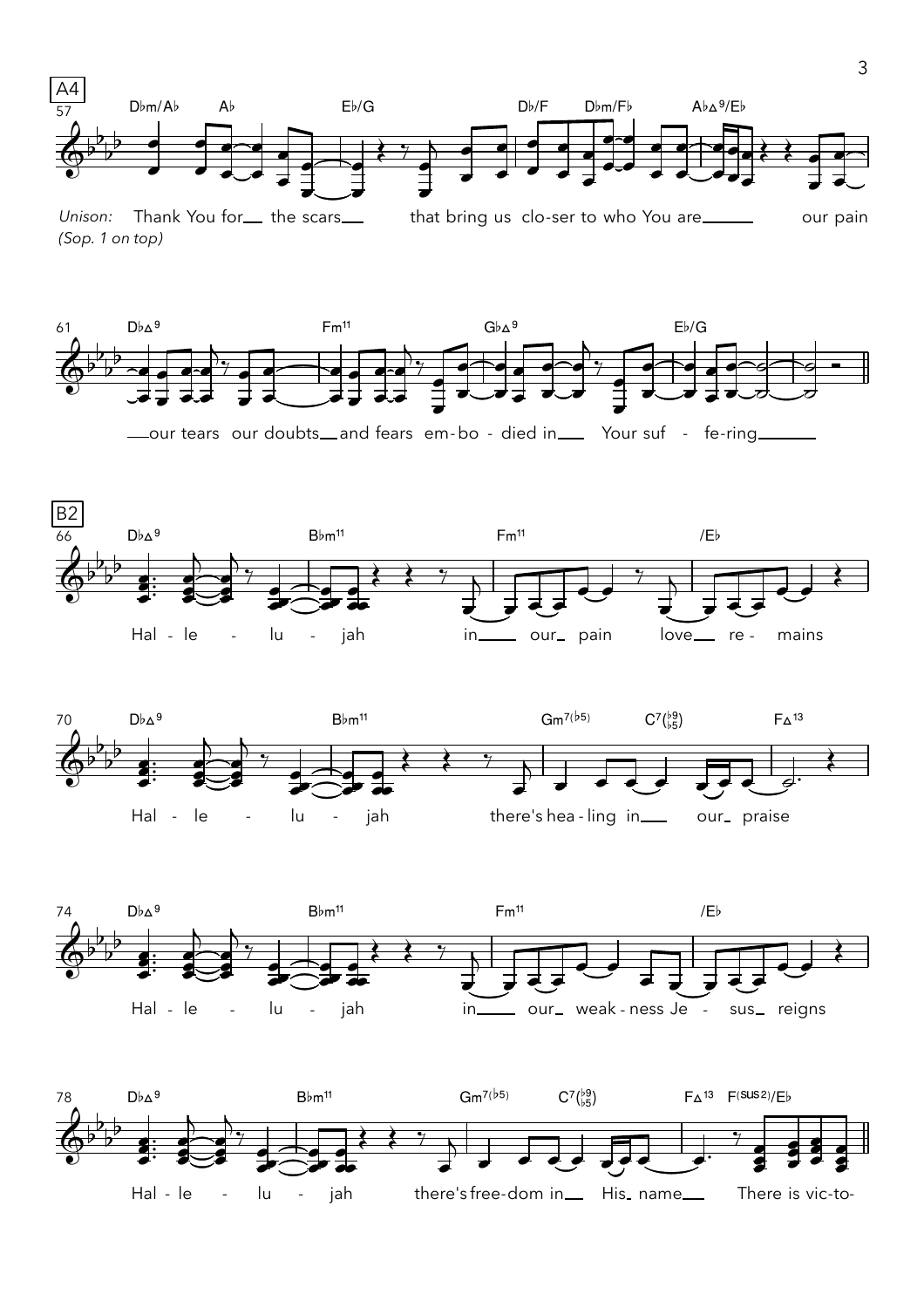**A4**

57 D♭m/A♭ A♭ E♭/G D♭/F D♭m/F♭ A♭Δ9/E♭

*Unison:* Thank You for the scars that bring us clo-ser to who You are our pain
*(Sop. 1 on top)*

61 D♭Δ9 Fm11 G♭Δ9 E♭/G

our tears our doubts and fears em-bo - died in Your suf - fe-ring

**B2**

66 D♭Δ9 B♭m11 Fm11 /E♭

Hal - le - lu - jah in our pain love re - mains

70 D♭Δ9 B♭m11 Gm7(♭5) C7(♭9 ♭5) FΔ13

Hal - le - lu - jah there's hea - ling in our praise

74 D♭Δ9 B♭m11 Fm11 /E♭

Hal - le - lu - jah in our weak - ness Je - sus reigns

78 D♭Δ9 B♭m11 Gm7(♭5) C7(♭9 ♭5) FΔ13 F(SUS2)/E♭

Hal - le - lu - jah there's free-dom in His name There is vic-to-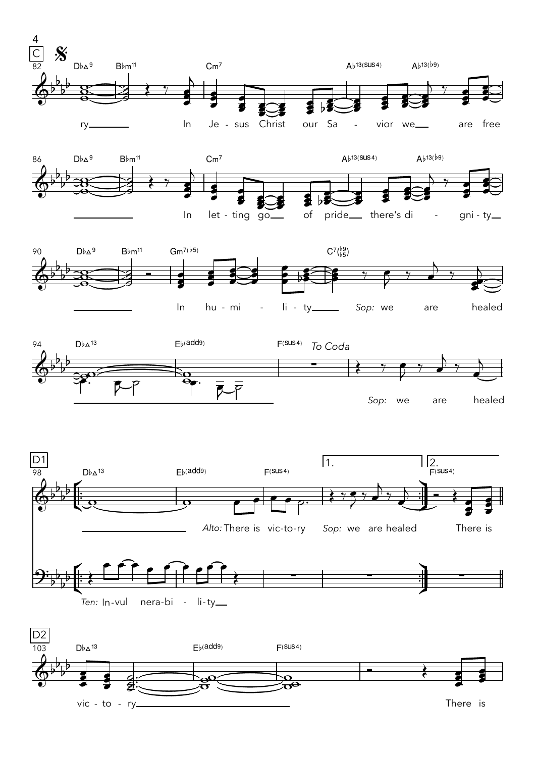**C** 𝄋

82 D♭Δ9 B♭m11 Cm7 A♭13(sus4) A♭13(♭9)

ry___ In Je - sus Christ our Sa - vior we___ are free

86 D♭Δ9 B♭m11 Cm7 A♭13(sus4) A♭13(♭9)

___ In let - ting go___ of pride___ there's di - gni - ty___

90 D♭Δ9 B♭m11 Gm7(♭5) C7(♭9 ♭5)

___ In hu - mi - li - ty___ *Sop:* we are healed

94 D♭Δ13 E♭(add9) F(sus4) *To Coda*

___ *Sop:* we are healed

**D1**

98 D♭Δ13 E♭(add9) F(sus4) 1. 2. F(sus4)

___ *Alto:* There is vic-to-ry *Sop:* we are healed There is

*Ten:* In-vul nera-bi - li-ty___

**D2**

103 D♭Δ13 E♭(add9) F(sus4)

vic - to - ry___ There is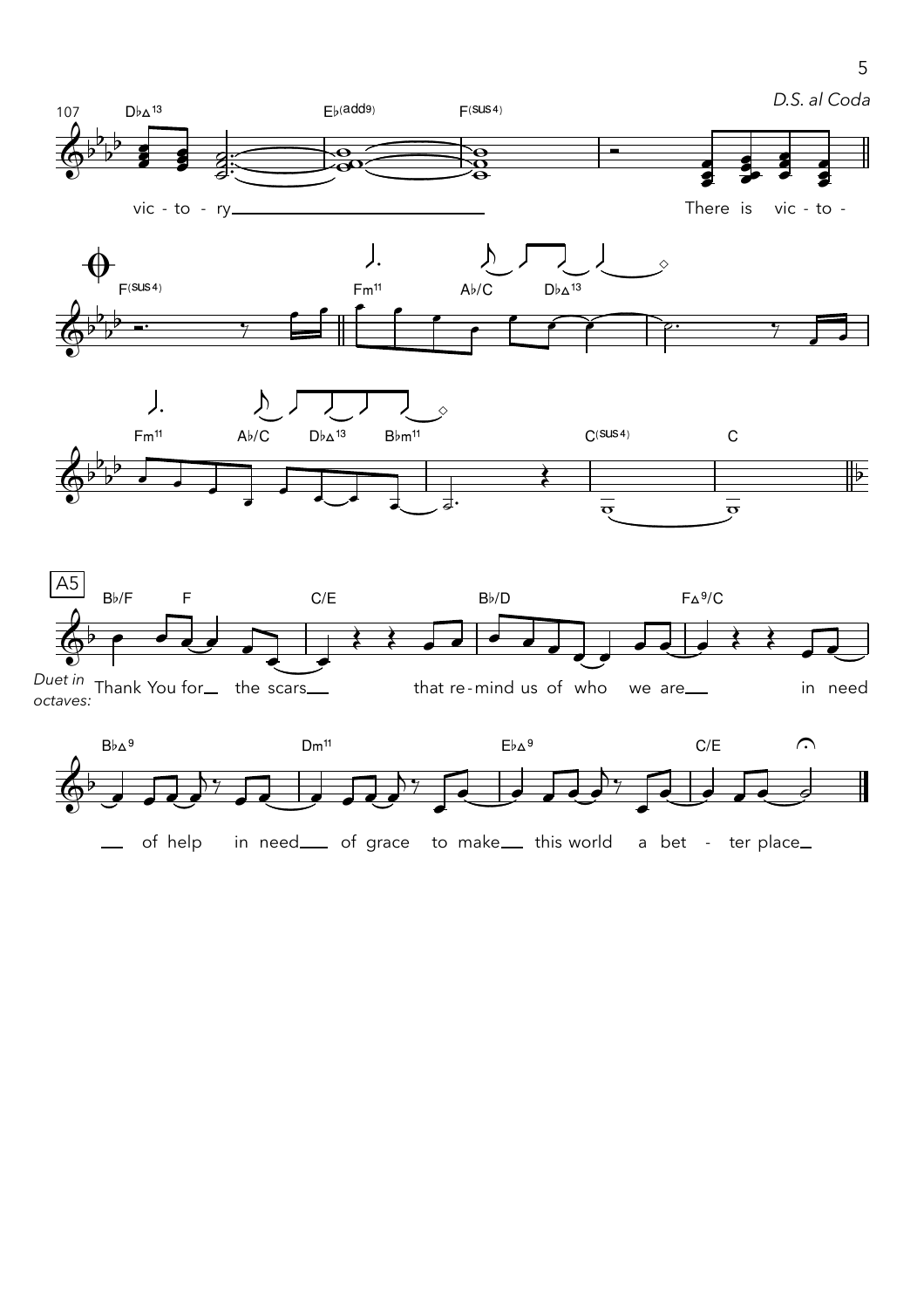107

D.S. al Coda

D♭Δ13 E♭(add9) F(SUS4)

vic - to - ry There is vic - to -

F(SUS4) Fm11 A♭/C D♭Δ13

Fm11 A♭/C D♭Δ13 B♭m11 C(SUS4) C

A5

B♭/F F C/E B♭/D FΔ9/C

*Duet in octaves:* Thank You for the scars that re-mind us of who we are in need

B♭Δ9 Dm11 E♭Δ9 C/E

of help in need of grace to make this world a bet - ter place